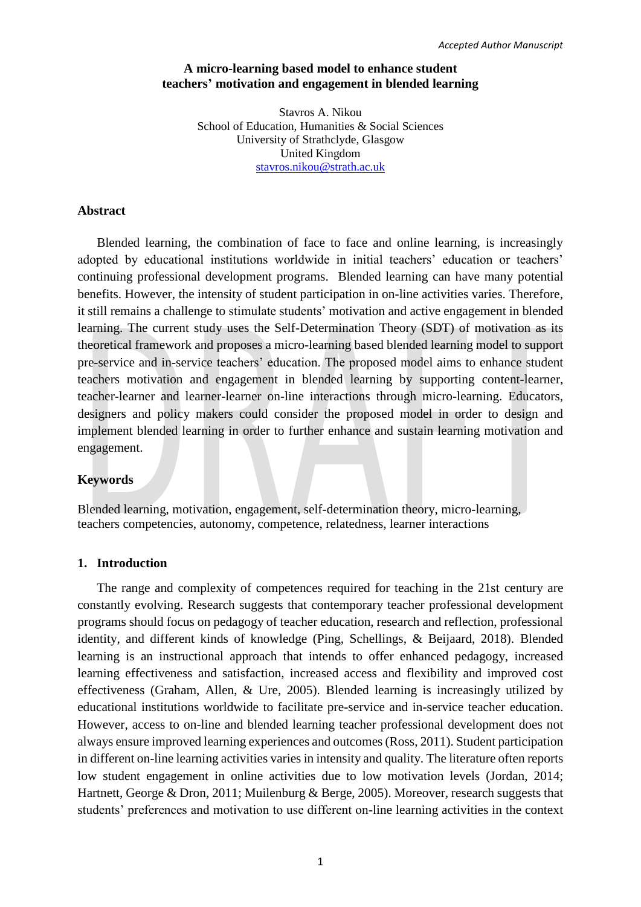*Accepted Author Manuscript*

# A micro-learning based model to enhance student teachers' motivation and engagement in blended learning

Stavros A. Nikou
School of Education, Humanities & Social Sciences
University of Strathclyde, Glasgow
United Kingdom
stavros.nikou@strath.ac.uk

## Abstract

Blended learning, the combination of face to face and online learning, is increasingly adopted by educational institutions worldwide in initial teachers' education or teachers' continuing professional development programs. Blended learning can have many potential benefits. However, the intensity of student participation in on-line activities varies. Therefore, it still remains a challenge to stimulate students' motivation and active engagement in blended learning. The current study uses the Self-Determination Theory (SDT) of motivation as its theoretical framework and proposes a micro-learning based blended learning model to support pre-service and in-service teachers' education. The proposed model aims to enhance student teachers motivation and engagement in blended learning by supporting content-learner, teacher-learner and learner-learner on-line interactions through micro-learning. Educators, designers and policy makers could consider the proposed model in order to design and implement blended learning in order to further enhance and sustain learning motivation and engagement.

## Keywords

Blended learning, motivation, engagement, self-determination theory, micro-learning, teachers competencies, autonomy, competence, relatedness, learner interactions

## 1. Introduction

The range and complexity of competences required for teaching in the 21st century are constantly evolving. Research suggests that contemporary teacher professional development programs should focus on pedagogy of teacher education, research and reflection, professional identity, and different kinds of knowledge (Ping, Schellings, & Beijaard, 2018). Blended learning is an instructional approach that intends to offer enhanced pedagogy, increased learning effectiveness and satisfaction, increased access and flexibility and improved cost effectiveness (Graham, Allen, & Ure, 2005). Blended learning is increasingly utilized by educational institutions worldwide to facilitate pre-service and in-service teacher education. However, access to on-line and blended learning teacher professional development does not always ensure improved learning experiences and outcomes (Ross, 2011). Student participation in different on-line learning activities varies in intensity and quality. The literature often reports low student engagement in online activities due to low motivation levels (Jordan, 2014; Hartnett, George & Dron, 2011; Muilenburg & Berge, 2005). Moreover, research suggests that students' preferences and motivation to use different on-line learning activities in the context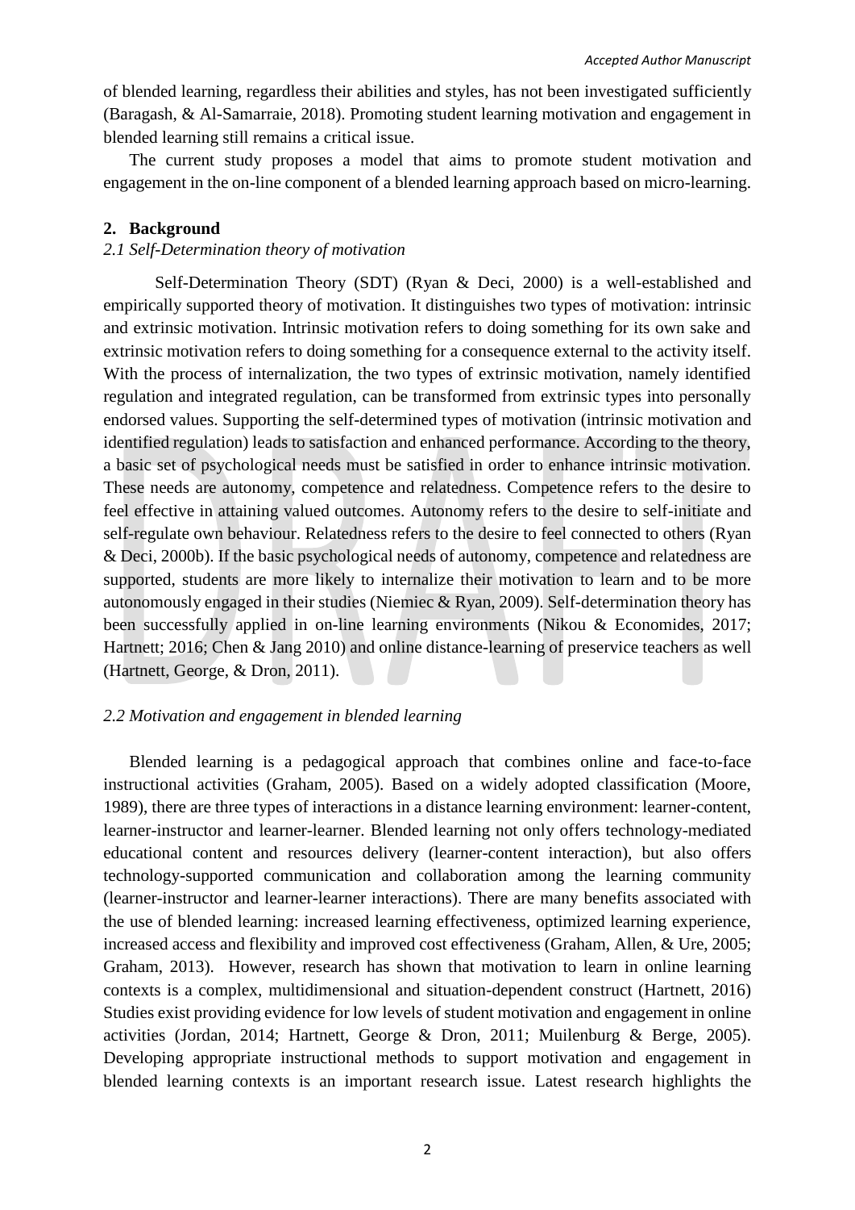of blended learning, regardless their abilities and styles, has not been investigated sufficiently (Baragash, & Al-Samarraie, 2018). Promoting student learning motivation and engagement in blended learning still remains a critical issue.

The current study proposes a model that aims to promote student motivation and engagement in the on-line component of a blended learning approach based on micro-learning.

## 2. Background

### *2.1 Self-Determination theory of motivation*

Self-Determination Theory (SDT) (Ryan & Deci, 2000) is a well-established and empirically supported theory of motivation. It distinguishes two types of motivation: intrinsic and extrinsic motivation. Intrinsic motivation refers to doing something for its own sake and extrinsic motivation refers to doing something for a consequence external to the activity itself. With the process of internalization, the two types of extrinsic motivation, namely identified regulation and integrated regulation, can be transformed from extrinsic types into personally endorsed values. Supporting the self-determined types of motivation (intrinsic motivation and identified regulation) leads to satisfaction and enhanced performance. According to the theory, a basic set of psychological needs must be satisfied in order to enhance intrinsic motivation. These needs are autonomy, competence and relatedness. Competence refers to the desire to feel effective in attaining valued outcomes. Autonomy refers to the desire to self-initiate and self-regulate own behaviour. Relatedness refers to the desire to feel connected to others (Ryan & Deci, 2000b). If the basic psychological needs of autonomy, competence and relatedness are supported, students are more likely to internalize their motivation to learn and to be more autonomously engaged in their studies (Niemiec & Ryan, 2009). Self-determination theory has been successfully applied in on-line learning environments (Nikou & Economides, 2017; Hartnett; 2016; Chen & Jang 2010) and online distance-learning of preservice teachers as well (Hartnett, George, & Dron, 2011).

### *2.2 Motivation and engagement in blended learning*

Blended learning is a pedagogical approach that combines online and face-to-face instructional activities (Graham, 2005). Based on a widely adopted classification (Moore, 1989), there are three types of interactions in a distance learning environment: learner-content, learner-instructor and learner-learner. Blended learning not only offers technology-mediated educational content and resources delivery (learner-content interaction), but also offers technology-supported communication and collaboration among the learning community (learner-instructor and learner-learner interactions). There are many benefits associated with the use of blended learning: increased learning effectiveness, optimized learning experience, increased access and flexibility and improved cost effectiveness (Graham, Allen, & Ure, 2005; Graham, 2013). However, research has shown that motivation to learn in online learning contexts is a complex, multidimensional and situation-dependent construct (Hartnett, 2016) Studies exist providing evidence for low levels of student motivation and engagement in online activities (Jordan, 2014; Hartnett, George & Dron, 2011; Muilenburg & Berge, 2005). Developing appropriate instructional methods to support motivation and engagement in blended learning contexts is an important research issue. Latest research highlights the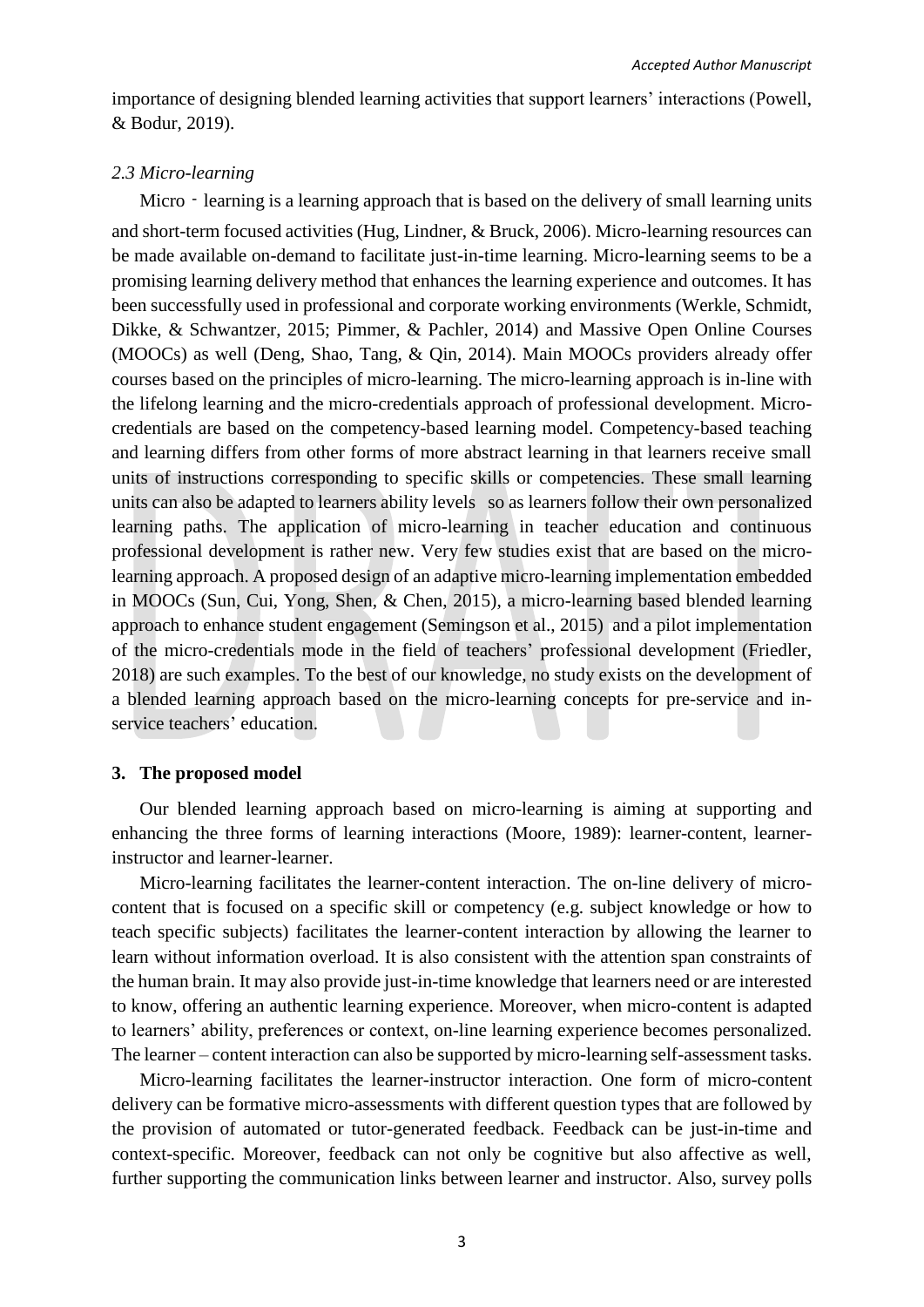importance of designing blended learning activities that support learners' interactions (Powell, & Bodur, 2019).

### *2.3 Micro-learning*

Micro‐learning is a learning approach that is based on the delivery of small learning units and short-term focused activities (Hug, Lindner, & Bruck, 2006). Micro-learning resources can be made available on-demand to facilitate just-in-time learning. Micro-learning seems to be a promising learning delivery method that enhances the learning experience and outcomes. It has been successfully used in professional and corporate working environments (Werkle, Schmidt, Dikke, & Schwantzer, 2015; Pimmer, & Pachler, 2014) and Massive Open Online Courses (MOOCs) as well (Deng, Shao, Tang, & Qin, 2014). Main MOOCs providers already offer courses based on the principles of micro-learning. The micro-learning approach is in-line with the lifelong learning and the micro-credentials approach of professional development. Micro-credentials are based on the competency-based learning model. Competency-based teaching and learning differs from other forms of more abstract learning in that learners receive small units of instructions corresponding to specific skills or competencies. These small learning units can also be adapted to learners ability levels so as learners follow their own personalized learning paths. The application of micro-learning in teacher education and continuous professional development is rather new. Very few studies exist that are based on the micro-learning approach. A proposed design of an adaptive micro-learning implementation embedded in MOOCs (Sun, Cui, Yong, Shen, & Chen, 2015), a micro-learning based blended learning approach to enhance student engagement (Semingson et al., 2015) and a pilot implementation of the micro-credentials mode in the field of teachers' professional development (Friedler, 2018) are such examples. To the best of our knowledge, no study exists on the development of a blended learning approach based on the micro-learning concepts for pre-service and in-service teachers' education.

## 3. The proposed model

Our blended learning approach based on micro-learning is aiming at supporting and enhancing the three forms of learning interactions (Moore, 1989): learner-content, learner-instructor and learner-learner.

Micro-learning facilitates the learner-content interaction. The on-line delivery of micro-content that is focused on a specific skill or competency (e.g. subject knowledge or how to teach specific subjects) facilitates the learner-content interaction by allowing the learner to learn without information overload. It is also consistent with the attention span constraints of the human brain. It may also provide just-in-time knowledge that learners need or are interested to know, offering an authentic learning experience. Moreover, when micro-content is adapted to learners' ability, preferences or context, on-line learning experience becomes personalized. The learner – content interaction can also be supported by micro-learning self-assessment tasks.

Micro-learning facilitates the learner-instructor interaction. One form of micro-content delivery can be formative micro-assessments with different question types that are followed by the provision of automated or tutor-generated feedback. Feedback can be just-in-time and context-specific. Moreover, feedback can not only be cognitive but also affective as well, further supporting the communication links between learner and instructor. Also, survey polls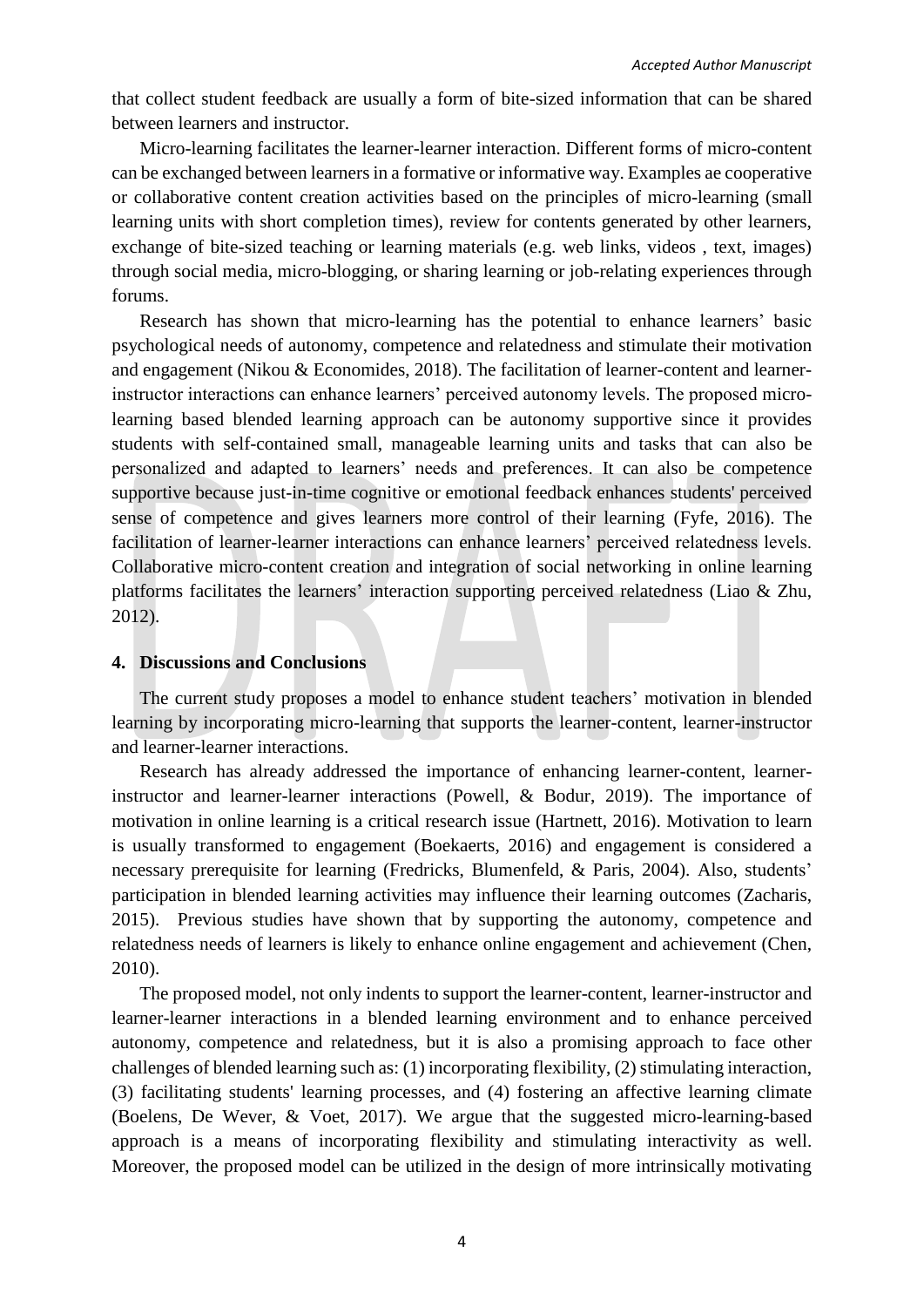that collect student feedback are usually a form of bite-sized information that can be shared between learners and instructor.

Micro-learning facilitates the learner-learner interaction. Different forms of micro-content can be exchanged between learners in a formative or informative way. Examples ae cooperative or collaborative content creation activities based on the principles of micro-learning (small learning units with short completion times), review for contents generated by other learners, exchange of bite-sized teaching or learning materials (e.g. web links, videos , text, images) through social media, micro-blogging, or sharing learning or job-relating experiences through forums.

Research has shown that micro-learning has the potential to enhance learners' basic psychological needs of autonomy, competence and relatedness and stimulate their motivation and engagement (Nikou & Economides, 2018). The facilitation of learner-content and learner-instructor interactions can enhance learners' perceived autonomy levels. The proposed micro-learning based blended learning approach can be autonomy supportive since it provides students with self-contained small, manageable learning units and tasks that can also be personalized and adapted to learners' needs and preferences. It can also be competence supportive because just-in-time cognitive or emotional feedback enhances students' perceived sense of competence and gives learners more control of their learning (Fyfe, 2016). The facilitation of learner-learner interactions can enhance learners' perceived relatedness levels. Collaborative micro-content creation and integration of social networking in online learning platforms facilitates the learners' interaction supporting perceived relatedness (Liao & Zhu, 2012).

## 4. Discussions and Conclusions

The current study proposes a model to enhance student teachers' motivation in blended learning by incorporating micro-learning that supports the learner-content, learner-instructor and learner-learner interactions.

Research has already addressed the importance of enhancing learner-content, learner-instructor and learner-learner interactions (Powell, & Bodur, 2019). The importance of motivation in online learning is a critical research issue (Hartnett, 2016). Motivation to learn is usually transformed to engagement (Boekaerts, 2016) and engagement is considered a necessary prerequisite for learning (Fredricks, Blumenfeld, & Paris, 2004). Also, students' participation in blended learning activities may influence their learning outcomes (Zacharis, 2015). Previous studies have shown that by supporting the autonomy, competence and relatedness needs of learners is likely to enhance online engagement and achievement (Chen, 2010).

The proposed model, not only indents to support the learner-content, learner-instructor and learner-learner interactions in a blended learning environment and to enhance perceived autonomy, competence and relatedness, but it is also a promising approach to face other challenges of blended learning such as: (1) incorporating flexibility, (2) stimulating interaction, (3) facilitating students' learning processes, and (4) fostering an affective learning climate (Boelens, De Wever, & Voet, 2017). We argue that the suggested micro-learning-based approach is a means of incorporating flexibility and stimulating interactivity as well. Moreover, the proposed model can be utilized in the design of more intrinsically motivating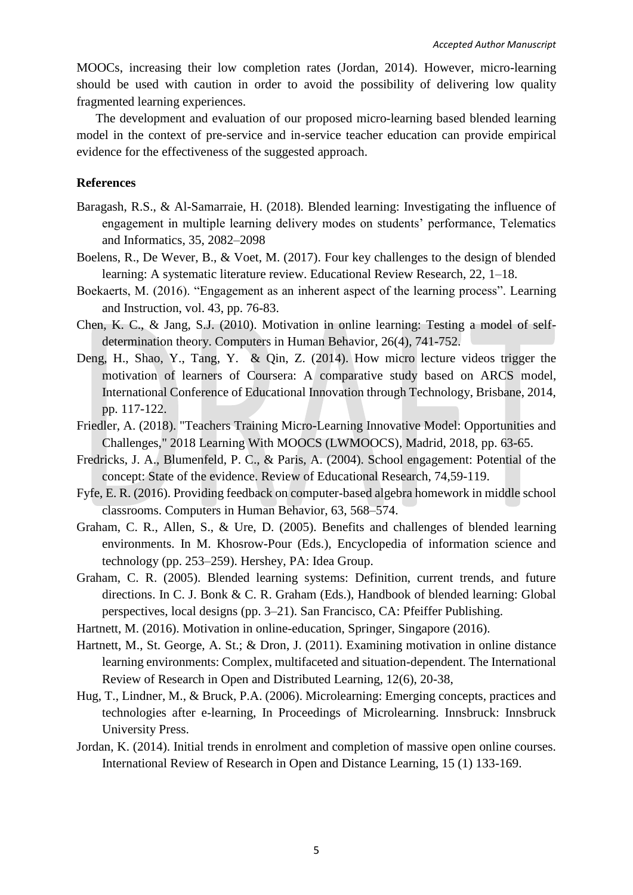MOOCs, increasing their low completion rates (Jordan, 2014). However, micro-learning should be used with caution in order to avoid the possibility of delivering low quality fragmented learning experiences.

The development and evaluation of our proposed micro-learning based blended learning model in the context of pre-service and in-service teacher education can provide empirical evidence for the effectiveness of the suggested approach.

**References**

Baragash, R.S., & Al-Samarraie, H. (2018). Blended learning: Investigating the influence of engagement in multiple learning delivery modes on students' performance, Telematics and Informatics, 35, 2082–2098

Boelens, R., De Wever, B., & Voet, M. (2017). Four key challenges to the design of blended learning: A systematic literature review. Educational Review Research, 22, 1–18.

Boekaerts, M. (2016). "Engagement as an inherent aspect of the learning process". Learning and Instruction, vol. 43, pp. 76-83.

Chen, K. C., & Jang, S.J. (2010). Motivation in online learning: Testing a model of self-determination theory. Computers in Human Behavior, 26(4), 741-752.

Deng, H., Shao, Y., Tang, Y. & Qin, Z. (2014). How micro lecture videos trigger the motivation of learners of Coursera: A comparative study based on ARCS model, International Conference of Educational Innovation through Technology, Brisbane, 2014, pp. 117-122.

Friedler, A. (2018). "Teachers Training Micro-Learning Innovative Model: Opportunities and Challenges," 2018 Learning With MOOCS (LWMOOCS), Madrid, 2018, pp. 63-65.

Fredricks, J. A., Blumenfeld, P. C., & Paris, A. (2004). School engagement: Potential of the concept: State of the evidence. Review of Educational Research, 74,59-119.

Fyfe, E. R. (2016). Providing feedback on computer-based algebra homework in middle school classrooms. Computers in Human Behavior, 63, 568–574.

Graham, C. R., Allen, S., & Ure, D. (2005). Benefits and challenges of blended learning environments. In M. Khosrow-Pour (Eds.), Encyclopedia of information science and technology (pp. 253–259). Hershey, PA: Idea Group.

Graham, C. R. (2005). Blended learning systems: Definition, current trends, and future directions. In C. J. Bonk & C. R. Graham (Eds.), Handbook of blended learning: Global perspectives, local designs (pp. 3–21). San Francisco, CA: Pfeiffer Publishing.

Hartnett, M. (2016). Motivation in online-education, Springer, Singapore (2016).

Hartnett, M., St. George, A. St.; & Dron, J. (2011). Examining motivation in online distance learning environments: Complex, multifaceted and situation-dependent. The International Review of Research in Open and Distributed Learning, 12(6), 20-38,

Hug, T., Lindner, M., & Bruck, P.A. (2006). Microlearning: Emerging concepts, practices and technologies after e-learning, In Proceedings of Microlearning. Innsbruck: Innsbruck University Press.

Jordan, K. (2014). Initial trends in enrolment and completion of massive open online courses. International Review of Research in Open and Distance Learning, 15 (1) 133-169.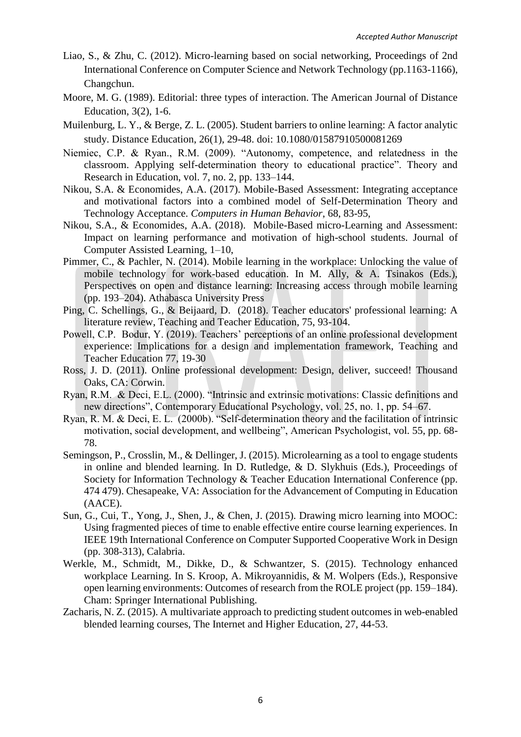Liao, S., & Zhu, C. (2012). Micro-learning based on social networking, Proceedings of 2nd International Conference on Computer Science and Network Technology (pp.1163-1166), Changchun.

Moore, M. G. (1989). Editorial: three types of interaction. The American Journal of Distance Education, 3(2), 1-6.

Muilenburg, L. Y., & Berge, Z. L. (2005). Student barriers to online learning: A factor analytic study. Distance Education, 26(1), 29-48. doi: 10.1080/01587910500081269

Niemiec, C.P. & Ryan., R.M. (2009). "Autonomy, competence, and relatedness in the classroom. Applying self-determination theory to educational practice". Theory and Research in Education, vol. 7, no. 2, pp. 133–144.

Nikou, S.A. & Economides, A.A. (2017). Mobile-Based Assessment: Integrating acceptance and motivational factors into a combined model of Self-Determination Theory and Technology Acceptance. *Computers in Human Behavior*, 68, 83-95,

Nikou, S.A., & Economides, A.A. (2018). Mobile-Based micro-Learning and Assessment: Impact on learning performance and motivation of high-school students. Journal of Computer Assisted Learning, 1–10,

Pimmer, C., & Pachler, N. (2014). Mobile learning in the workplace: Unlocking the value of mobile technology for work-based education. In M. Ally, & A. Tsinakos (Eds.), Perspectives on open and distance learning: Increasing access through mobile learning (pp. 193–204). Athabasca University Press

Ping, C. Schellings, G., & Beijaard, D. (2018). Teacher educators' professional learning: A literature review, Teaching and Teacher Education, 75, 93-104.

Powell, C.P. Bodur, Y. (2019). Teachers' perceptions of an online professional development experience: Implications for a design and implementation framework, Teaching and Teacher Education 77, 19-30

Ross, J. D. (2011). Online professional development: Design, deliver, succeed! Thousand Oaks, CA: Corwin.

Ryan, R.M. & Deci, E.L. (2000). "Intrinsic and extrinsic motivations: Classic definitions and new directions", Contemporary Educational Psychology, vol. 25, no. 1, pp. 54–67.

Ryan, R. M. & Deci, E. L. (2000b). "Self-determination theory and the facilitation of intrinsic motivation, social development, and wellbeing", American Psychologist, vol. 55, pp. 68-78.

Semingson, P., Crosslin, M., & Dellinger, J. (2015). Microlearning as a tool to engage students in online and blended learning. In D. Rutledge, & D. Slykhuis (Eds.), Proceedings of Society for Information Technology & Teacher Education International Conference (pp. 474 479). Chesapeake, VA: Association for the Advancement of Computing in Education (AACE).

Sun, G., Cui, T., Yong, J., Shen, J., & Chen, J. (2015). Drawing micro learning into MOOC: Using fragmented pieces of time to enable effective entire course learning experiences. In IEEE 19th International Conference on Computer Supported Cooperative Work in Design (pp. 308-313), Calabria.

Werkle, M., Schmidt, M., Dikke, D., & Schwantzer, S. (2015). Technology enhanced workplace Learning. In S. Kroop, A. Mikroyannidis, & M. Wolpers (Eds.), Responsive open learning environments: Outcomes of research from the ROLE project (pp. 159–184). Cham: Springer International Publishing.

Zacharis, N. Z. (2015). A multivariate approach to predicting student outcomes in web-enabled blended learning courses, The Internet and Higher Education, 27, 44-53.